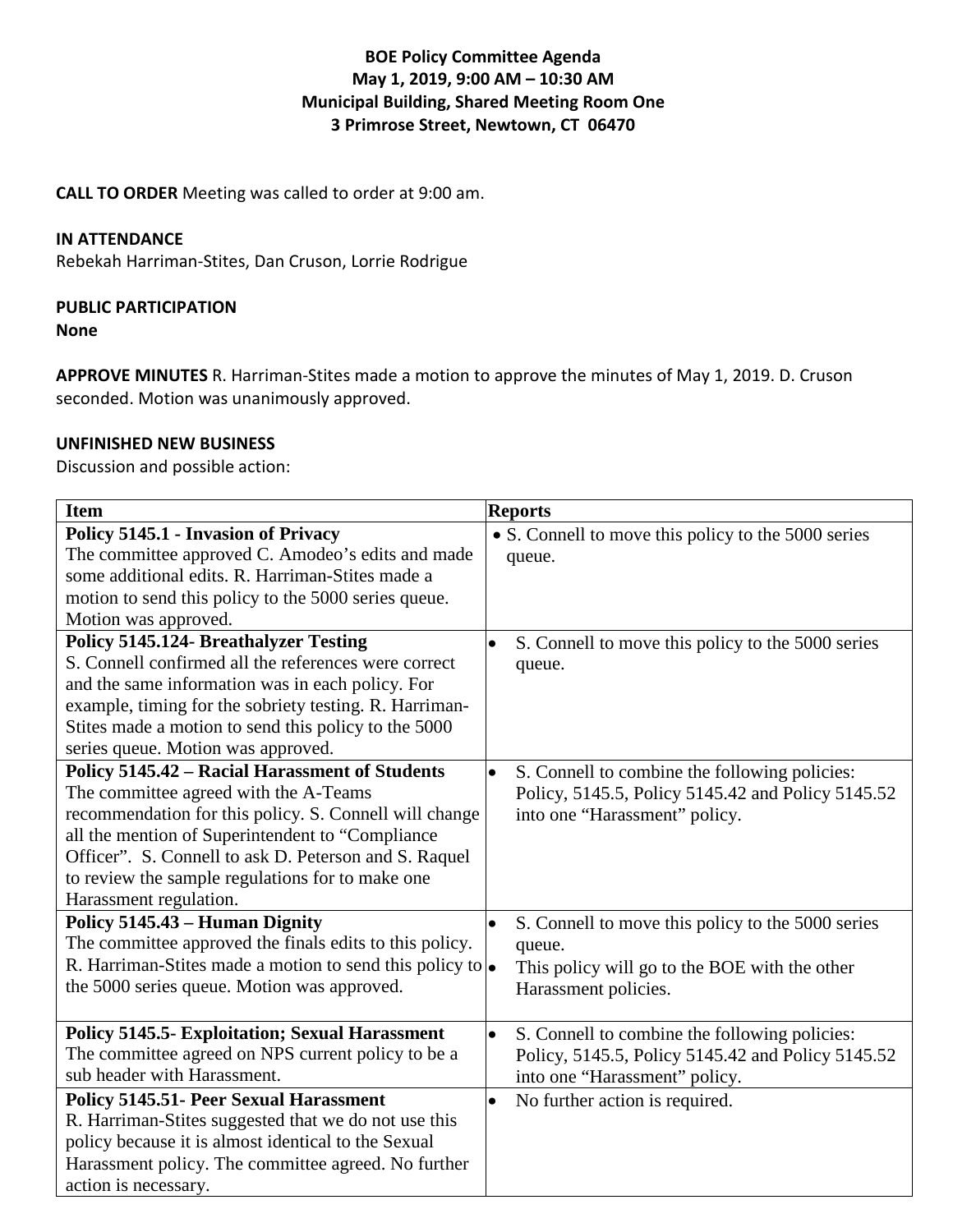**BOE Policy Committee Agenda**
**May 1, 2019, 9:00 AM – 10:30 AM**
**Municipal Building, Shared Meeting Room One**
**3 Primrose Street, Newtown, CT 06470**

**CALL TO ORDER** Meeting was called to order at 9:00 am.

**IN ATTENDANCE**
Rebekah Harriman-Stites, Dan Cruson, Lorrie Rodrigue

**PUBLIC PARTICIPATION**
**None**

**APPROVE MINUTES** R. Harriman-Stites made a motion to approve the minutes of May 1, 2019. D. Cruson seconded. Motion was unanimously approved.

**UNFINISHED NEW BUSINESS**
Discussion and possible action:

| Item | Reports |
|---|---|
| **Policy 5145.1 - Invasion of Privacy** The committee approved C. Amodeo's edits and made some additional edits. R. Harriman-Stites made a motion to send this policy to the 5000 series queue. Motion was approved. | • S. Connell to move this policy to the 5000 series queue. |
| **Policy 5145.124- Breathalyzer Testing** S. Connell confirmed all the references were correct and the same information was in each policy. For example, timing for the sobriety testing. R. Harriman-Stites made a motion to send this policy to the 5000 series queue. Motion was approved. | • S. Connell to move this policy to the 5000 series queue. |
| **Policy 5145.42 – Racial Harassment of Students** The committee agreed with the A-Teams recommendation for this policy. S. Connell will change all the mention of Superintendent to "Compliance Officer". S. Connell to ask D. Peterson and S. Raquel to review the sample regulations for to make one Harassment regulation. | • S. Connell to combine the following policies: Policy, 5145.5, Policy 5145.42 and Policy 5145.52 into one "Harassment" policy. |
| **Policy 5145.43 – Human Dignity** The committee approved the finals edits to this policy. R. Harriman-Stites made a motion to send this policy to the 5000 series queue. Motion was approved. | • S. Connell to move this policy to the 5000 series queue. • This policy will go to the BOE with the other Harassment policies. |
| **Policy 5145.5- Exploitation; Sexual Harassment** The committee agreed on NPS current policy to be a sub header with Harassment. | • S. Connell to combine the following policies: Policy, 5145.5, Policy 5145.42 and Policy 5145.52 into one "Harassment" policy. |
| **Policy 5145.51- Peer Sexual Harassment** R. Harriman-Stites suggested that we do not use this policy because it is almost identical to the Sexual Harassment policy. The committee agreed. No further action is necessary. | • No further action is required. |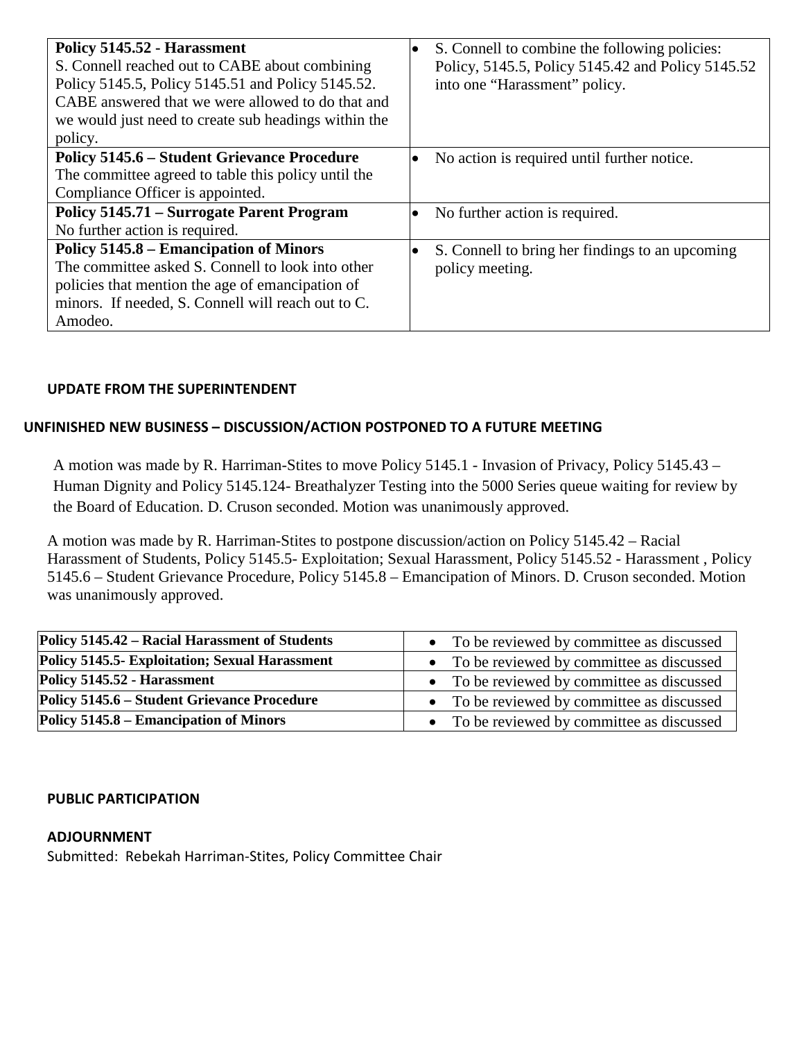| | |
|---|---|
| **Policy 5145.52 - Harassment**<br>S. Connell reached out to CABE about combining Policy 5145.5, Policy 5145.51 and Policy 5145.52. CABE answered that we were allowed to do that and we would just need to create sub headings within the policy. | • S. Connell to combine the following policies: Policy, 5145.5, Policy 5145.42 and Policy 5145.52 into one "Harassment" policy. |
| **Policy 5145.6 – Student Grievance Procedure**<br>The committee agreed to table this policy until the Compliance Officer is appointed. | • No action is required until further notice. |
| **Policy 5145.71 – Surrogate Parent Program**<br>No further action is required. | • No further action is required. |
| **Policy 5145.8 – Emancipation of Minors**<br>The committee asked S. Connell to look into other policies that mention the age of emancipation of minors. If needed, S. Connell will reach out to C. Amodeo. | • S. Connell to bring her findings to an upcoming policy meeting. |

**UPDATE FROM THE SUPERINTENDENT**

**UNFINISHED NEW BUSINESS – DISCUSSION/ACTION POSTPONED TO A FUTURE MEETING**

A motion was made by R. Harriman-Stites to move Policy 5145.1 - Invasion of Privacy, Policy 5145.43 – Human Dignity and Policy 5145.124- Breathalyzer Testing into the 5000 Series queue waiting for review by the Board of Education. D. Cruson seconded. Motion was unanimously approved.

A motion was made by R. Harriman-Stites to postpone discussion/action on Policy 5145.42 – Racial Harassment of Students, Policy 5145.5- Exploitation; Sexual Harassment, Policy 5145.52 - Harassment , Policy 5145.6 – Student Grievance Procedure, Policy 5145.8 – Emancipation of Minors. D. Cruson seconded. Motion was unanimously approved.

| | |
|---|---|
| **Policy 5145.42 – Racial Harassment of Students** | • To be reviewed by committee as discussed |
| **Policy 5145.5- Exploitation; Sexual Harassment** | • To be reviewed by committee as discussed |
| **Policy 5145.52 - Harassment** | • To be reviewed by committee as discussed |
| **Policy 5145.6 – Student Grievance Procedure** | • To be reviewed by committee as discussed |
| **Policy 5145.8 – Emancipation of Minors** | • To be reviewed by committee as discussed |

**PUBLIC PARTICIPATION**

**ADJOURNMENT**

Submitted: Rebekah Harriman-Stites, Policy Committee Chair